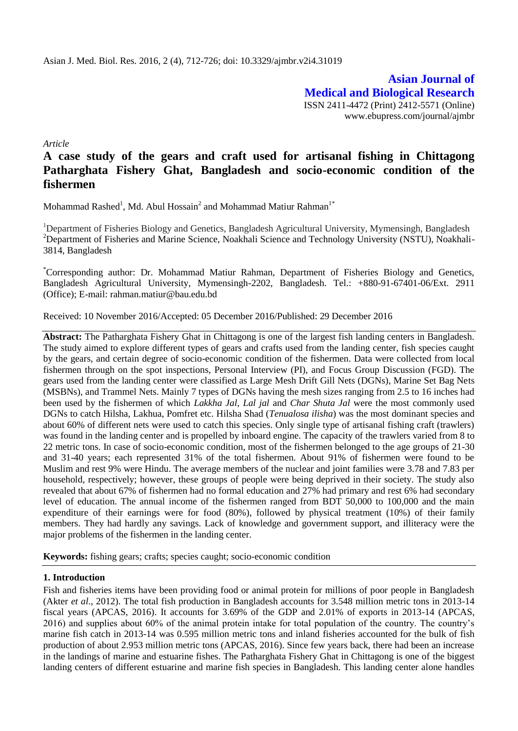*Article*

# A case study of the gears and craft used for artisanal fishing in Chittagong Patharghata Fishery Ghat, Bangladesh and socio-economic condition of the fishermen

Mohammad Rashed[1], Md. Abul Hossain[2] and Mohammad Matiur Rahman[1*]

[1]Department of Fisheries Biology and Genetics, Bangladesh Agricultural University, Mymensingh, Bangladesh
[2]Department of Fisheries and Marine Science, Noakhali Science and Technology University (NSTU), Noakhali-3814, Bangladesh

[*]Corresponding author: Dr. Mohammad Matiur Rahman, Department of Fisheries Biology and Genetics, Bangladesh Agricultural University, Mymensingh-2202, Bangladesh. Tel.: +880-91-67401-06/Ext. 2911 (Office); E-mail: rahman.matiur@bau.edu.bd

Received: 10 November 2016/Accepted: 05 December 2016/Published: 29 December 2016

**Abstract:** The Patharghata Fishery Ghat in Chittagong is one of the largest fish landing centers in Bangladesh. The study aimed to explore different types of gears and crafts used from the landing center, fish species caught by the gears, and certain degree of socio-economic condition of the fishermen. Data were collected from local fishermen through on the spot inspections, Personal Interview (PI), and Focus Group Discussion (FGD). The gears used from the landing center were classified as Large Mesh Drift Gill Nets (DGNs), Marine Set Bag Nets (MSBNs), and Trammel Nets. Mainly 7 types of DGNs having the mesh sizes ranging from 2.5 to 16 inches had been used by the fishermen of which *Lakkha Jal*, *Lal jal* and *Char Shuta Jal* were the most commonly used DGNs to catch Hilsha, Lakhua, Pomfret etc. Hilsha Shad (*Tenualosa ilisha*) was the most dominant species and about 60% of different nets were used to catch this species. Only single type of artisanal fishing craft (trawlers) was found in the landing center and is propelled by inboard engine. The capacity of the trawlers varied from 8 to 22 metric tons. In case of socio-economic condition, most of the fishermen belonged to the age groups of 21-30 and 31-40 years; each represented 31% of the total fishermen. About 91% of fishermen were found to be Muslim and rest 9% were Hindu. The average members of the nuclear and joint families were 3.78 and 7.83 per household, respectively; however, these groups of people were being deprived in their society. The study also revealed that about 67% of fishermen had no formal education and 27% had primary and rest 6% had secondary level of education. The annual income of the fishermen ranged from BDT 50,000 to 100,000 and the main expenditure of their earnings were for food (80%), followed by physical treatment (10%) of their family members. They had hardly any savings. Lack of knowledge and government support, and illiteracy were the major problems of the fishermen in the landing center.

**Keywords:** fishing gears; crafts; species caught; socio-economic condition

## 1. Introduction

Fish and fisheries items have been providing food or animal protein for millions of poor people in Bangladesh (Akter *et al*., 2012). The total fish production in Bangladesh accounts for 3.548 million metric tons in 2013-14 fiscal years (APCAS, 2016). It accounts for 3.69% of the GDP and 2.01% of exports in 2013-14 (APCAS, 2016) and supplies about 60% of the animal protein intake for total population of the country. The country's marine fish catch in 2013-14 was 0.595 million metric tons and inland fisheries accounted for the bulk of fish production of about 2.953 million metric tons (APCAS, 2016). Since few years back, there had been an increase in the landings of marine and estuarine fishes. The Patharghata Fishery Ghat in Chittagong is one of the biggest landing centers of different estuarine and marine fish species in Bangladesh. This landing center alone handles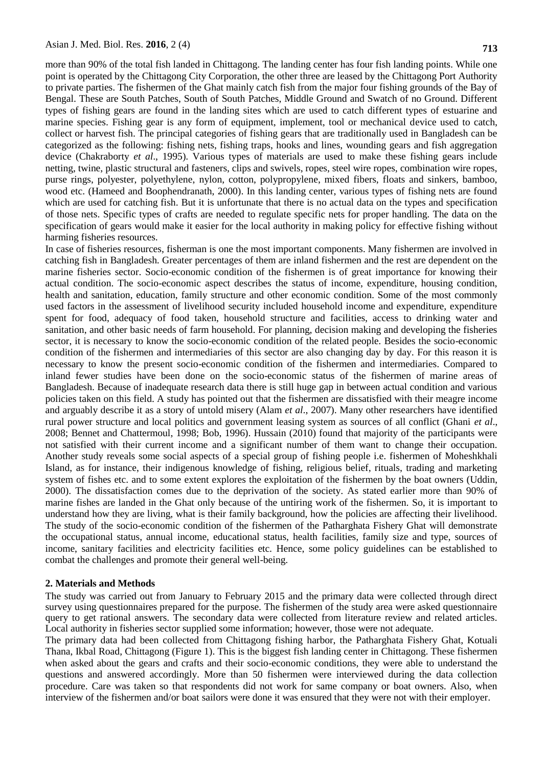more than 90% of the total fish landed in Chittagong. The landing center has four fish landing points. While one point is operated by the Chittagong City Corporation, the other three are leased by the Chittagong Port Authority to private parties. The fishermen of the Ghat mainly catch fish from the major four fishing grounds of the Bay of Bengal. These are South Patches, South of South Patches, Middle Ground and Swatch of no Ground. Different types of fishing gears are found in the landing sites which are used to catch different types of estuarine and marine species. Fishing gear is any form of equipment, implement, tool or mechanical device used to catch, collect or harvest fish. The principal categories of fishing gears that are traditionally used in Bangladesh can be categorized as the following: fishing nets, fishing traps, hooks and lines, wounding gears and fish aggregation device (Chakraborty *et al*., 1995). Various types of materials are used to make these fishing gears include netting, twine, plastic structural and fasteners, clips and swivels, ropes, steel wire ropes, combination wire ropes, purse rings, polyester, polyethylene, nylon, cotton, polypropylene, mixed fibers, floats and sinkers, bamboo, wood etc. (Hameed and Boophendranath, 2000). In this landing center, various types of fishing nets are found which are used for catching fish. But it is unfortunate that there is no actual data on the types and specification of those nets. Specific types of crafts are needed to regulate specific nets for proper handling. The data on the specification of gears would make it easier for the local authority in making policy for effective fishing without harming fisheries resources.

In case of fisheries resources, fisherman is one the most important components. Many fishermen are involved in catching fish in Bangladesh. Greater percentages of them are inland fishermen and the rest are dependent on the marine fisheries sector. Socio-economic condition of the fishermen is of great importance for knowing their actual condition. The socio-economic aspect describes the status of income, expenditure, housing condition, health and sanitation, education, family structure and other economic condition. Some of the most commonly used factors in the assessment of livelihood security included household income and expenditure, expenditure spent for food, adequacy of food taken, household structure and facilities, access to drinking water and sanitation, and other basic needs of farm household. For planning, decision making and developing the fisheries sector, it is necessary to know the socio-economic condition of the related people. Besides the socio-economic condition of the fishermen and intermediaries of this sector are also changing day by day. For this reason it is necessary to know the present socio-economic condition of the fishermen and intermediaries. Compared to inland fewer studies have been done on the socio-economic status of the fishermen of marine areas of Bangladesh. Because of inadequate research data there is still huge gap in between actual condition and various policies taken on this field. A study has pointed out that the fishermen are dissatisfied with their meagre income and arguably describe it as a story of untold misery (Alam *et al*., 2007). Many other researchers have identified rural power structure and local politics and government leasing system as sources of all conflict (Ghani *et al*., 2008; Bennet and Chattermoul, 1998; Bob, 1996). Hussain (2010) found that majority of the participants were not satisfied with their current income and a significant number of them want to change their occupation. Another study reveals some social aspects of a special group of fishing people i.e. fishermen of Moheshkhali Island, as for instance, their indigenous knowledge of fishing, religious belief, rituals, trading and marketing system of fishes etc. and to some extent explores the exploitation of the fishermen by the boat owners (Uddin, 2000). The dissatisfaction comes due to the deprivation of the society. As stated earlier more than 90% of marine fishes are landed in the Ghat only because of the untiring work of the fishermen. So, it is important to understand how they are living, what is their family background, how the policies are affecting their livelihood. The study of the socio-economic condition of the fishermen of the Patharghata Fishery Ghat will demonstrate the occupational status, annual income, educational status, health facilities, family size and type, sources of income, sanitary facilities and electricity facilities etc. Hence, some policy guidelines can be established to combat the challenges and promote their general well-being.

## 2. Materials and Methods

The study was carried out from January to February 2015 and the primary data were collected through direct survey using questionnaires prepared for the purpose. The fishermen of the study area were asked questionnaire query to get rational answers. The secondary data were collected from literature review and related articles. Local authority in fisheries sector supplied some information; however, those were not adequate.

The primary data had been collected from Chittagong fishing harbor, the Patharghata Fishery Ghat, Kotuali Thana, Ikbal Road, Chittagong (Figure 1). This is the biggest fish landing center in Chittagong. These fishermen when asked about the gears and crafts and their socio-economic conditions, they were able to understand the questions and answered accordingly. More than 50 fishermen were interviewed during the data collection procedure. Care was taken so that respondents did not work for same company or boat owners. Also, when interview of the fishermen and/or boat sailors were done it was ensured that they were not with their employer.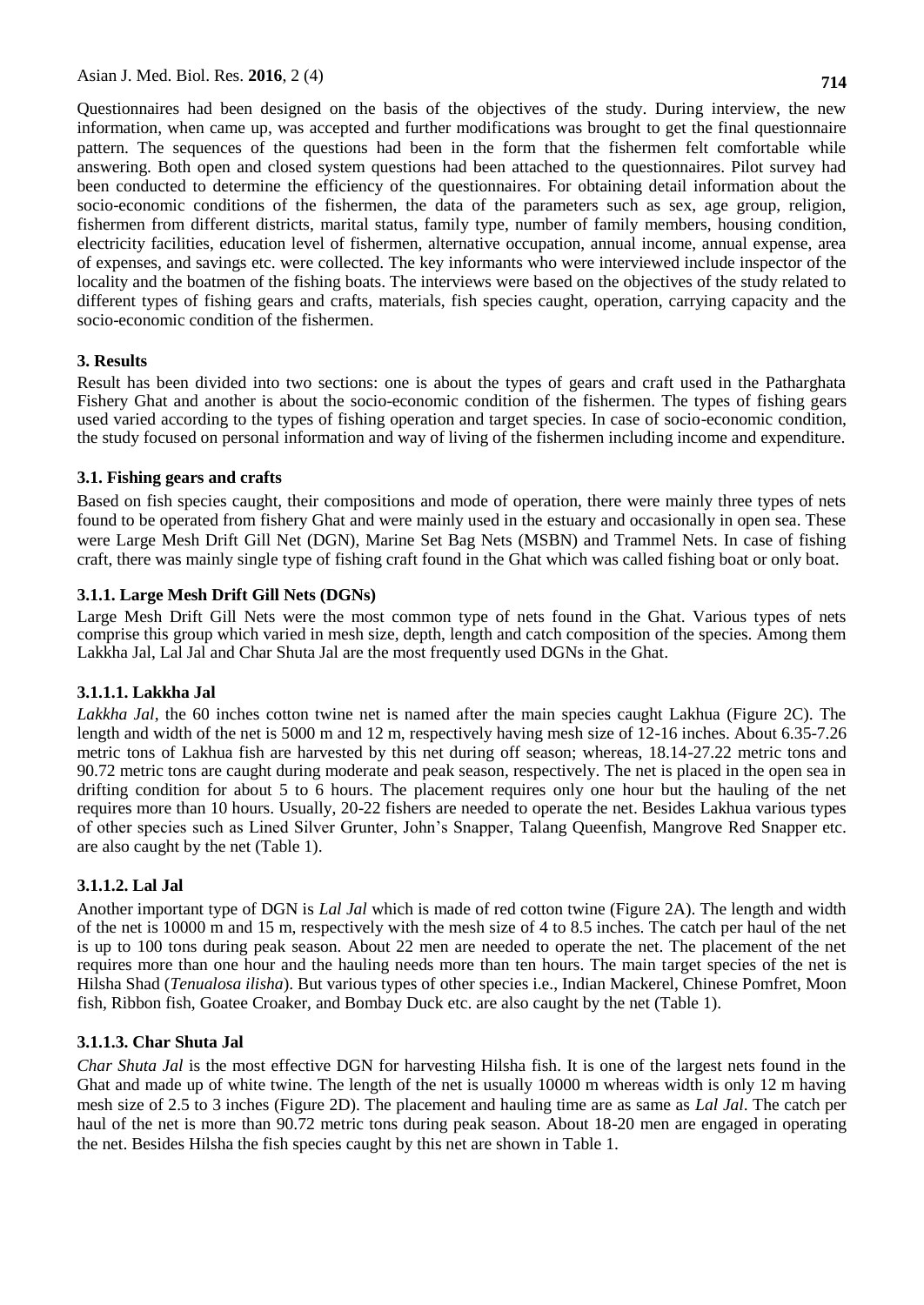Questionnaires had been designed on the basis of the objectives of the study. During interview, the new information, when came up, was accepted and further modifications was brought to get the final questionnaire pattern. The sequences of the questions had been in the form that the fishermen felt comfortable while answering. Both open and closed system questions had been attached to the questionnaires. Pilot survey had been conducted to determine the efficiency of the questionnaires. For obtaining detail information about the socio-economic conditions of the fishermen, the data of the parameters such as sex, age group, religion, fishermen from different districts, marital status, family type, number of family members, housing condition, electricity facilities, education level of fishermen, alternative occupation, annual income, annual expense, area of expenses, and savings etc. were collected. The key informants who were interviewed include inspector of the locality and the boatmen of the fishing boats. The interviews were based on the objectives of the study related to different types of fishing gears and crafts, materials, fish species caught, operation, carrying capacity and the socio-economic condition of the fishermen.

## 3. Results

Result has been divided into two sections: one is about the types of gears and craft used in the Patharghata Fishery Ghat and another is about the socio-economic condition of the fishermen. The types of fishing gears used varied according to the types of fishing operation and target species. In case of socio-economic condition, the study focused on personal information and way of living of the fishermen including income and expenditure.

### 3.1. Fishing gears and crafts

Based on fish species caught, their compositions and mode of operation, there were mainly three types of nets found to be operated from fishery Ghat and were mainly used in the estuary and occasionally in open sea. These were Large Mesh Drift Gill Net (DGN), Marine Set Bag Nets (MSBN) and Trammel Nets. In case of fishing craft, there was mainly single type of fishing craft found in the Ghat which was called fishing boat or only boat.

### 3.1.1. Large Mesh Drift Gill Nets (DGNs)

Large Mesh Drift Gill Nets were the most common type of nets found in the Ghat. Various types of nets comprise this group which varied in mesh size, depth, length and catch composition of the species. Among them Lakkha Jal, Lal Jal and Char Shuta Jal are the most frequently used DGNs in the Ghat.

#### 3.1.1.1. Lakkha Jal

*Lakkha Jal*, the 60 inches cotton twine net is named after the main species caught Lakhua (Figure 2C). The length and width of the net is 5000 m and 12 m, respectively having mesh size of 12-16 inches. About 6.35-7.26 metric tons of Lakhua fish are harvested by this net during off season; whereas, 18.14-27.22 metric tons and 90.72 metric tons are caught during moderate and peak season, respectively. The net is placed in the open sea in drifting condition for about 5 to 6 hours. The placement requires only one hour but the hauling of the net requires more than 10 hours. Usually, 20-22 fishers are needed to operate the net. Besides Lakhua various types of other species such as Lined Silver Grunter, John's Snapper, Talang Queenfish, Mangrove Red Snapper etc. are also caught by the net (Table 1).

#### 3.1.1.2. Lal Jal

Another important type of DGN is *Lal Jal* which is made of red cotton twine (Figure 2A). The length and width of the net is 10000 m and 15 m, respectively with the mesh size of 4 to 8.5 inches. The catch per haul of the net is up to 100 tons during peak season. About 22 men are needed to operate the net. The placement of the net requires more than one hour and the hauling needs more than ten hours. The main target species of the net is Hilsha Shad (*Tenualosa ilisha*). But various types of other species i.e., Indian Mackerel, Chinese Pomfret, Moon fish, Ribbon fish, Goatee Croaker, and Bombay Duck etc. are also caught by the net (Table 1).

#### 3.1.1.3. Char Shuta Jal

*Char Shuta Jal* is the most effective DGN for harvesting Hilsha fish. It is one of the largest nets found in the Ghat and made up of white twine. The length of the net is usually 10000 m whereas width is only 12 m having mesh size of 2.5 to 3 inches (Figure 2D). The placement and hauling time are as same as *Lal Jal*. The catch per haul of the net is more than 90.72 metric tons during peak season. About 18-20 men are engaged in operating the net. Besides Hilsha the fish species caught by this net are shown in Table 1.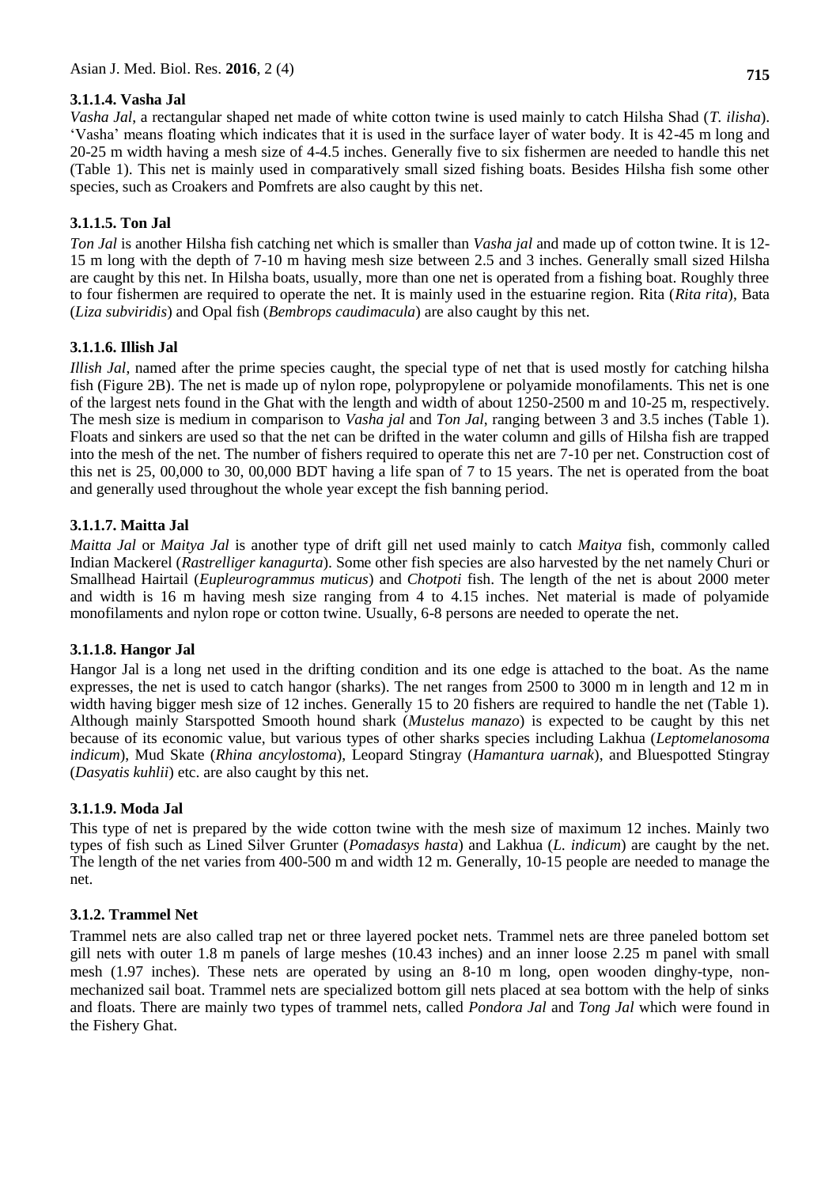### 3.1.1.4. Vasha Jal

*Vasha Jal*, a rectangular shaped net made of white cotton twine is used mainly to catch Hilsha Shad (*T. ilisha*). 'Vasha' means floating which indicates that it is used in the surface layer of water body. It is 42-45 m long and 20-25 m width having a mesh size of 4-4.5 inches. Generally five to six fishermen are needed to handle this net (Table 1). This net is mainly used in comparatively small sized fishing boats. Besides Hilsha fish some other species, such as Croakers and Pomfrets are also caught by this net.

### 3.1.1.5. Ton Jal

*Ton Jal* is another Hilsha fish catching net which is smaller than *Vasha jal* and made up of cotton twine. It is 12-15 m long with the depth of 7-10 m having mesh size between 2.5 and 3 inches. Generally small sized Hilsha are caught by this net. In Hilsha boats, usually, more than one net is operated from a fishing boat. Roughly three to four fishermen are required to operate the net. It is mainly used in the estuarine region. Rita (*Rita rita*), Bata (*Liza subviridis*) and Opal fish (*Bembrops caudimacula*) are also caught by this net.

### 3.1.1.6. Illish Jal

*Illish Jal*, named after the prime species caught, the special type of net that is used mostly for catching hilsha fish (Figure 2B). The net is made up of nylon rope, polypropylene or polyamide monofilaments. This net is one of the largest nets found in the Ghat with the length and width of about 1250-2500 m and 10-25 m, respectively. The mesh size is medium in comparison to *Vasha jal* and *Ton Jal*, ranging between 3 and 3.5 inches (Table 1). Floats and sinkers are used so that the net can be drifted in the water column and gills of Hilsha fish are trapped into the mesh of the net. The number of fishers required to operate this net are 7-10 per net. Construction cost of this net is 25, 00,000 to 30, 00,000 BDT having a life span of 7 to 15 years. The net is operated from the boat and generally used throughout the whole year except the fish banning period.

### 3.1.1.7. Maitta Jal

*Maitta Jal* or *Maitya Jal* is another type of drift gill net used mainly to catch *Maitya* fish, commonly called Indian Mackerel (*Rastrelliger kanagurta*). Some other fish species are also harvested by the net namely Churi or Smallhead Hairtail (*Eupleurogrammus muticus*) and *Chotpoti* fish. The length of the net is about 2000 meter and width is 16 m having mesh size ranging from 4 to 4.15 inches. Net material is made of polyamide monofilaments and nylon rope or cotton twine. Usually, 6-8 persons are needed to operate the net.

### 3.1.1.8. Hangor Jal

Hangor Jal is a long net used in the drifting condition and its one edge is attached to the boat. As the name expresses, the net is used to catch hangor (sharks). The net ranges from 2500 to 3000 m in length and 12 m in width having bigger mesh size of 12 inches. Generally 15 to 20 fishers are required to handle the net (Table 1). Although mainly Starspotted Smooth hound shark (*Mustelus manazo*) is expected to be caught by this net because of its economic value, but various types of other sharks species including Lakhua (*Leptomelanosoma indicum*), Mud Skate (*Rhina ancylostoma*), Leopard Stingray (*Hamantura uarnak*), and Bluespotted Stingray (*Dasyatis kuhlii*) etc. are also caught by this net.

### 3.1.1.9. Moda Jal

This type of net is prepared by the wide cotton twine with the mesh size of maximum 12 inches. Mainly two types of fish such as Lined Silver Grunter (*Pomadasys hasta*) and Lakhua (*L. indicum*) are caught by the net. The length of the net varies from 400-500 m and width 12 m. Generally, 10-15 people are needed to manage the net.

### 3.1.2. Trammel Net

Trammel nets are also called trap net or three layered pocket nets. Trammel nets are three paneled bottom set gill nets with outer 1.8 m panels of large meshes (10.43 inches) and an inner loose 2.25 m panel with small mesh (1.97 inches). These nets are operated by using an 8-10 m long, open wooden dinghy-type, non-mechanized sail boat. Trammel nets are specialized bottom gill nets placed at sea bottom with the help of sinks and floats. There are mainly two types of trammel nets, called *Pondora Jal* and *Tong Jal* which were found in the Fishery Ghat.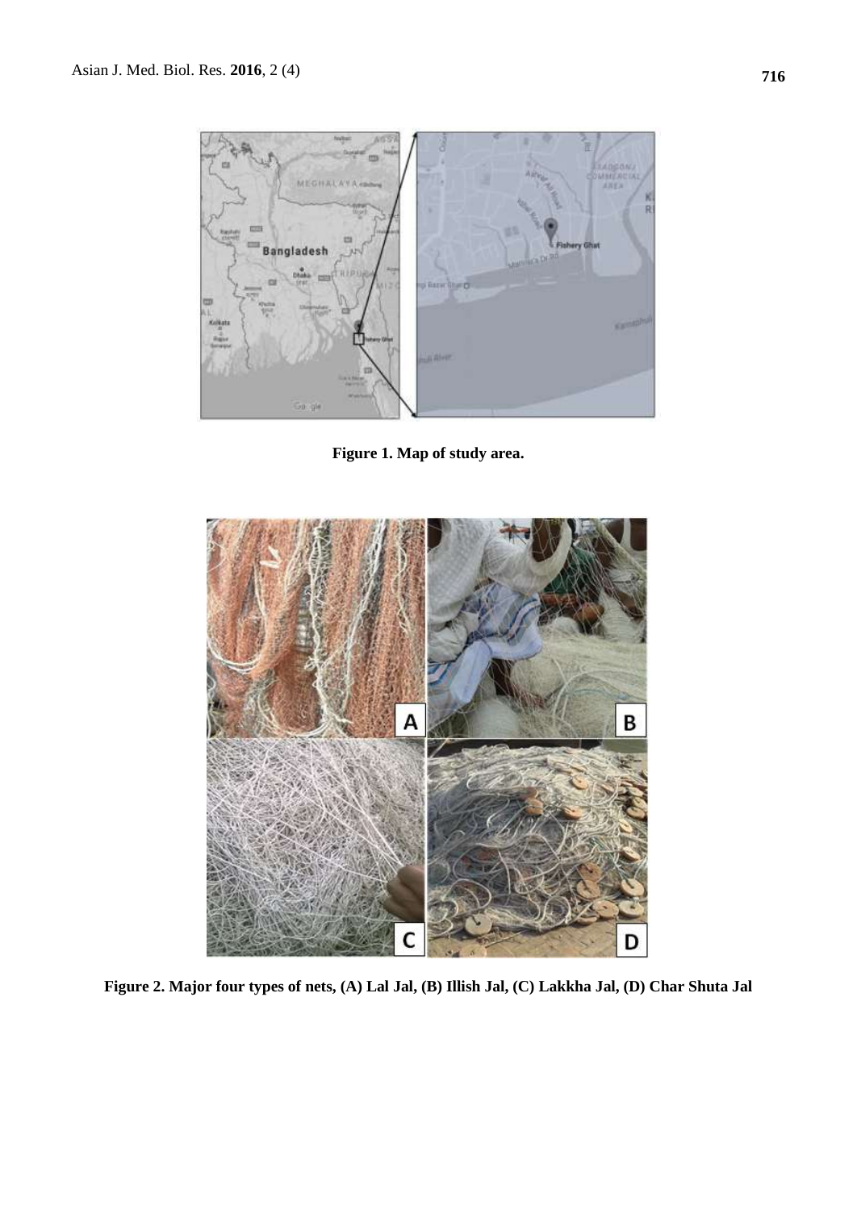**Figure 1. Map of study area.**

**Figure 2. Major four types of nets, (A) Lal Jal, (B) Illish Jal, (C) Lakkha Jal, (D) Char Shuta Jal**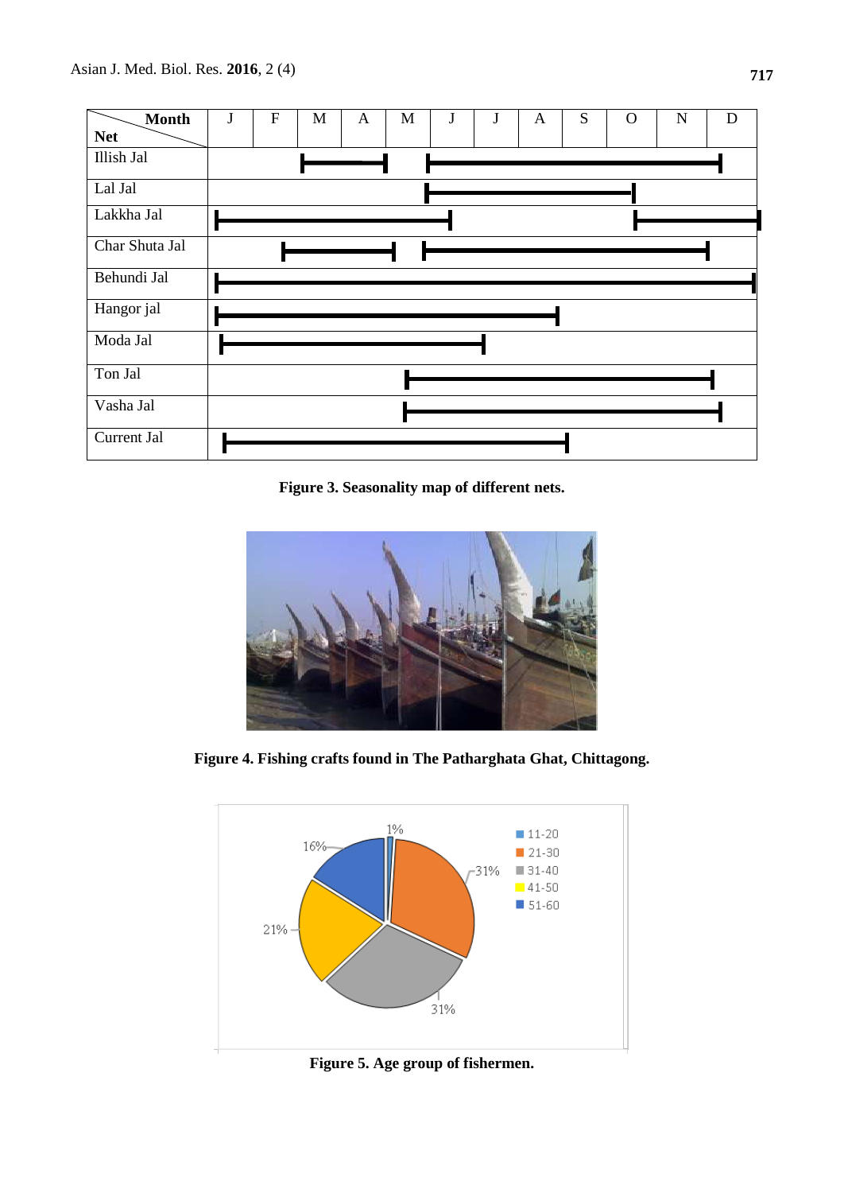| Net \ Month | J | F | M | A | M | J | J | A | S | O | N | D |
|---|---|---|---|---|---|---|---|---|---|---|---|---|
| Illish Jal | | | | | | | | | | | | |
| Lal Jal | | | | | | | | | | | | |
| Lakkha Jal | | | | | | | | | | | | |
| Char Shuta Jal | | | | | | | | | | | | |
| Behundi Jal | | | | | | | | | | | | |
| Hangor jal | | | | | | | | | | | | |
| Moda Jal | | | | | | | | | | | | |
| Ton Jal | | | | | | | | | | | | |
| Vasha Jal | | | | | | | | | | | | |
| Current Jal | | | | | | | | | | | | |

**Figure 3. Seasonality map of different nets.**

**Figure 4. Fishing crafts found in The Patharghata Ghat, Chittagong.**

**Figure 5. Age group of fishermen.**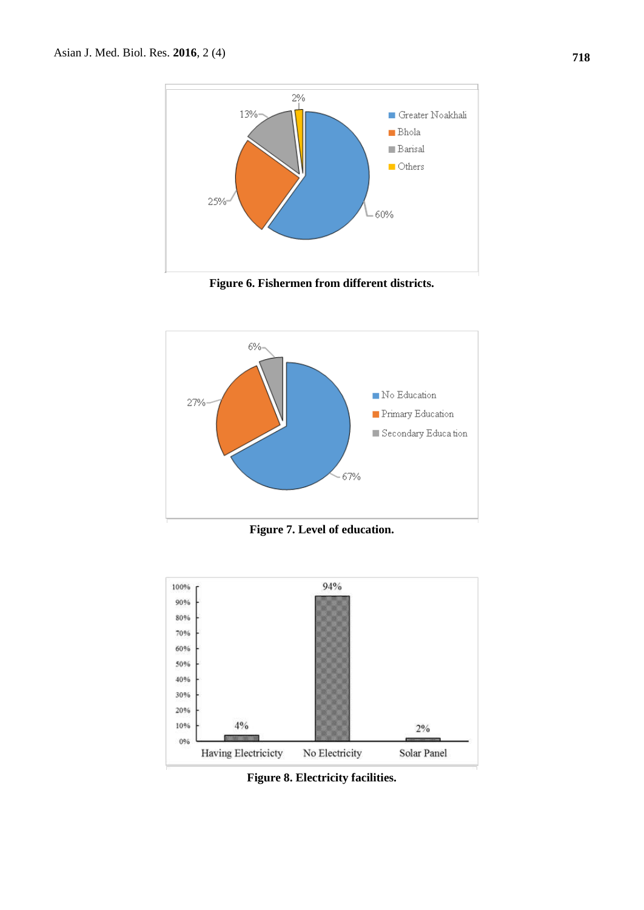Figure 6. Fishermen from different districts.

Figure 7. Level of education.

Figure 8. Electricity facilities.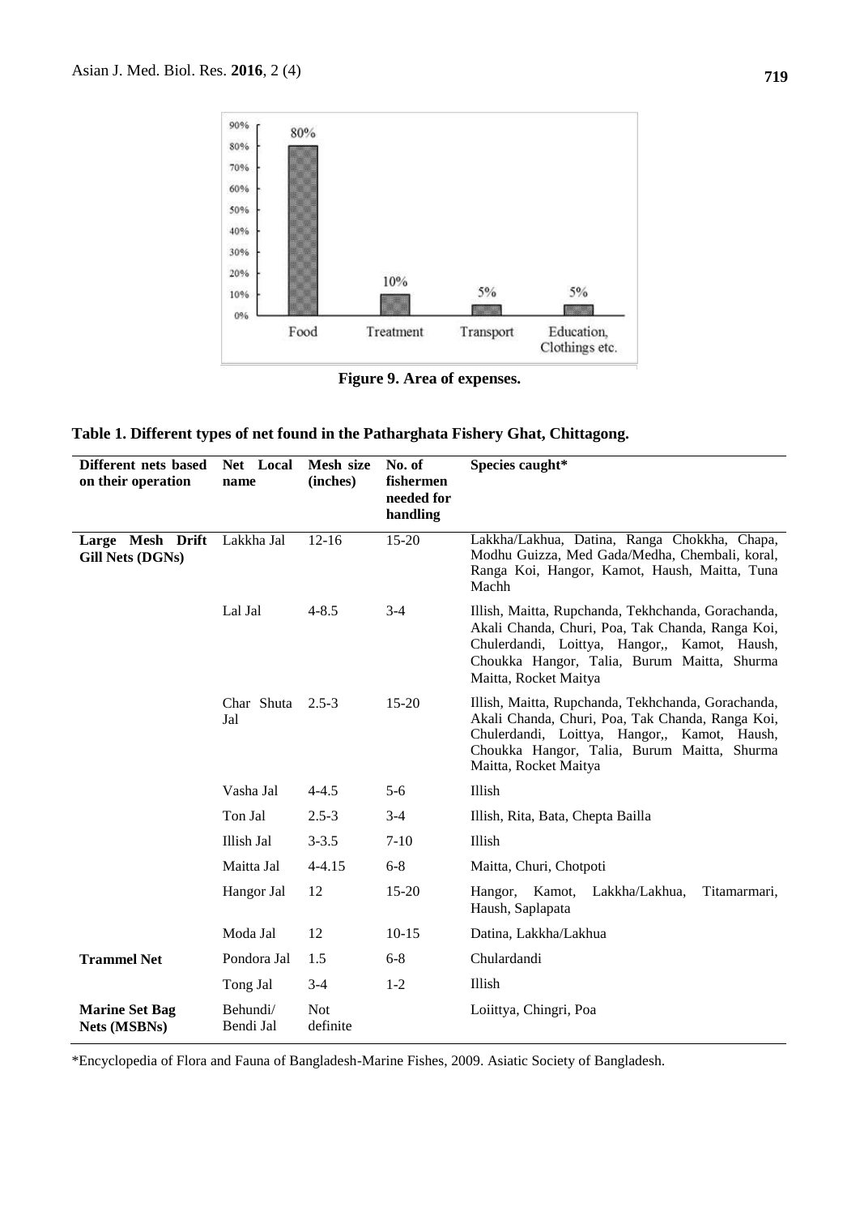Figure 9. Area of expenses.

**Table 1. Different types of net found in the Patharghata Fishery Ghat, Chittagong.**

| Different nets based on their operation | Net Local name | Mesh size (inches) | No. of fishermen needed for handling | Species caught* |
|---|---|---|---|---|
| **Large Mesh Drift Gill Nets (DGNs)** | Lakkha Jal | 12-16 | 15-20 | Lakkha/Lakhua, Datina, Ranga Chokkha, Chapa, Modhu Guizza, Med Gada/Medha, Chembali, koral, Ranga Koi, Hangor, Kamot, Haush, Maitta, Tuna Machh |
| | Lal Jal | 4-8.5 | 3-4 | Illish, Maitta, Rupchanda, Tekhchanda, Gorachanda, Akali Chanda, Churi, Poa, Tak Chanda, Ranga Koi, Chulerdandi, Loittya, Hangor,, Kamot, Haush, Choukka Hangor, Talia, Burum Maitta, Shurma Maitta, Rocket Maitya |
| | Char Shuta Jal | 2.5-3 | 15-20 | Illish, Maitta, Rupchanda, Tekhchanda, Gorachanda, Akali Chanda, Churi, Poa, Tak Chanda, Ranga Koi, Chulerdandi, Loittya, Hangor,, Kamot, Haush, Choukka Hangor, Talia, Burum Maitta, Shurma Maitta, Rocket Maitya |
| | Vasha Jal | 4-4.5 | 5-6 | Illish |
| | Ton Jal | 2.5-3 | 3-4 | Illish, Rita, Bata, Chepta Bailla |
| | Illish Jal | 3-3.5 | 7-10 | Illish |
| | Maitta Jal | 4-4.15 | 6-8 | Maitta, Churi, Chotpoti |
| | Hangor Jal | 12 | 15-20 | Hangor, Kamot, Lakkha/Lakhua, Titamarmari, Haush, Saplapata |
| | Moda Jal | 12 | 10-15 | Datina, Lakkha/Lakhua |
| **Trammel Net** | Pondora Jal | 1.5 | 6-8 | Chulardandi |
| | Tong Jal | 3-4 | 1-2 | Illish |
| **Marine Set Bag Nets (MSBNs)** | Behundi/ Bendi Jal | Not definite | | Loiittya, Chingri, Poa |

*Encyclopedia of Flora and Fauna of Bangladesh-Marine Fishes, 2009. Asiatic Society of Bangladesh.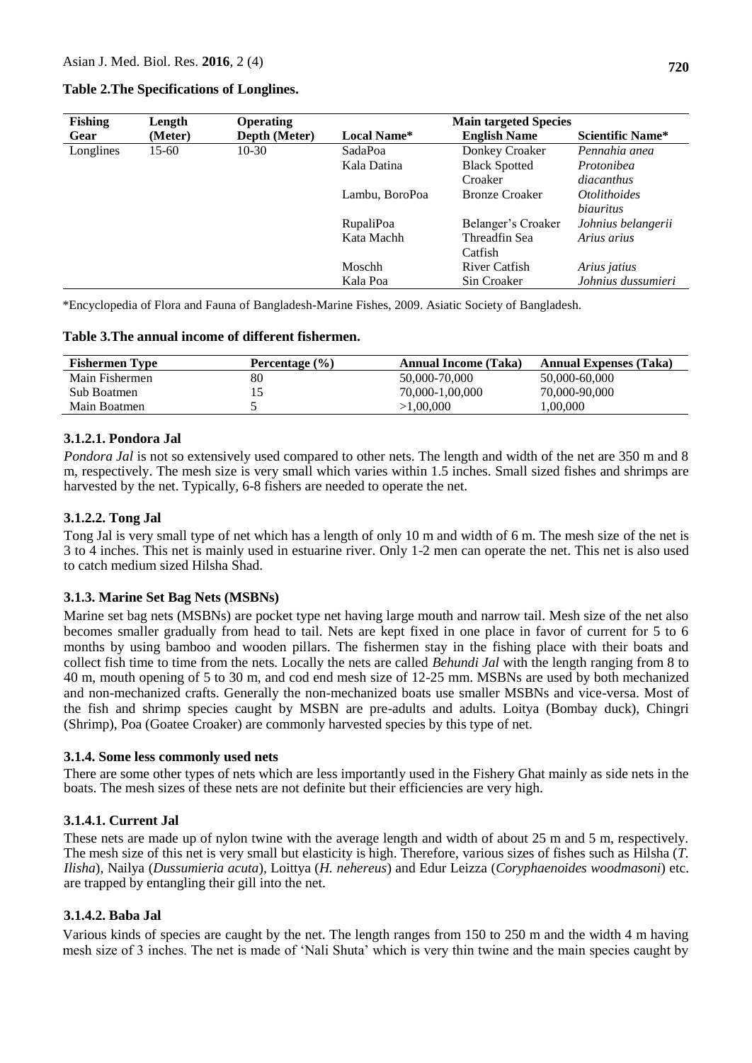**Table 2.The Specifications of Longlines.**

| Fishing Gear | Length (Meter) | Operating Depth (Meter) | Main targeted Species | | |
|---|---|---|---|---|---|
| | | | Local Name* | English Name | Scientific Name* |
| Longlines | 15-60 | 10-30 | SadaPoa | Donkey Croaker | *Pennahia anea* |
| | | | Kala Datina | Black Spotted Croaker | *Protonibea diacanthus* |
| | | | Lambu, BoroPoa | Bronze Croaker | *Otolithoides biauritus* |
| | | | RupaliPoa | Belanger's Croaker | *Johnius belangerii* |
| | | | Kata Machh | Threadfin Sea Catfish | *Arius arius* |
| | | | Moschh | River Catfish | *Arius jatius* |
| | | | Kala Poa | Sin Croaker | *Johnius dussumieri* |

*Encyclopedia of Flora and Fauna of Bangladesh-Marine Fishes, 2009. Asiatic Society of Bangladesh.

**Table 3.The annual income of different fishermen.**

| Fishermen Type | Percentage (%) | Annual Income (Taka) | Annual Expenses (Taka) |
|---|---|---|---|
| Main Fishermen | 80 | 50,000-70,000 | 50,000-60,000 |
| Sub Boatmen | 15 | 70,000-1,00,000 | 70,000-90,000 |
| Main Boatmen | 5 | >1,00,000 | 1,00,000 |

#### 3.1.2.1. Pondora Jal

*Pondora Jal* is not so extensively used compared to other nets. The length and width of the net are 350 m and 8 m, respectively. The mesh size is very small which varies within 1.5 inches. Small sized fishes and shrimps are harvested by the net. Typically, 6-8 fishers are needed to operate the net.

#### 3.1.2.2. Tong Jal

Tong Jal is very small type of net which has a length of only 10 m and width of 6 m. The mesh size of the net is 3 to 4 inches. This net is mainly used in estuarine river. Only 1-2 men can operate the net. This net is also used to catch medium sized Hilsha Shad.

### 3.1.3. Marine Set Bag Nets (MSBNs)

Marine set bag nets (MSBNs) are pocket type net having large mouth and narrow tail. Mesh size of the net also becomes smaller gradually from head to tail. Nets are kept fixed in one place in favor of current for 5 to 6 months by using bamboo and wooden pillars. The fishermen stay in the fishing place with their boats and collect fish time to time from the nets. Locally the nets are called *Behundi Jal* with the length ranging from 8 to 40 m, mouth opening of 5 to 30 m, and cod end mesh size of 12-25 mm. MSBNs are used by both mechanized and non-mechanized crafts. Generally the non-mechanized boats use smaller MSBNs and vice-versa. Most of the fish and shrimp species caught by MSBN are pre-adults and adults. Loitya (Bombay duck), Chingri (Shrimp), Poa (Goatee Croaker) are commonly harvested species by this type of net.

### 3.1.4. Some less commonly used nets

There are some other types of nets which are less importantly used in the Fishery Ghat mainly as side nets in the boats. The mesh sizes of these nets are not definite but their efficiencies are very high.

#### 3.1.4.1. Current Jal

These nets are made up of nylon twine with the average length and width of about 25 m and 5 m, respectively. The mesh size of this net is very small but elasticity is high. Therefore, various sizes of fishes such as Hilsha (*T. Ilisha*), Nailya (*Dussumieria acuta*), Loittya (*H. nehereus*) and Edur Leizza (*Coryphaenoides woodmasoni*) etc. are trapped by entangling their gill into the net.

#### 3.1.4.2. Baba Jal

Various kinds of species are caught by the net. The length ranges from 150 to 250 m and the width 4 m having mesh size of 3 inches. The net is made of 'Nali Shuta' which is very thin twine and the main species caught by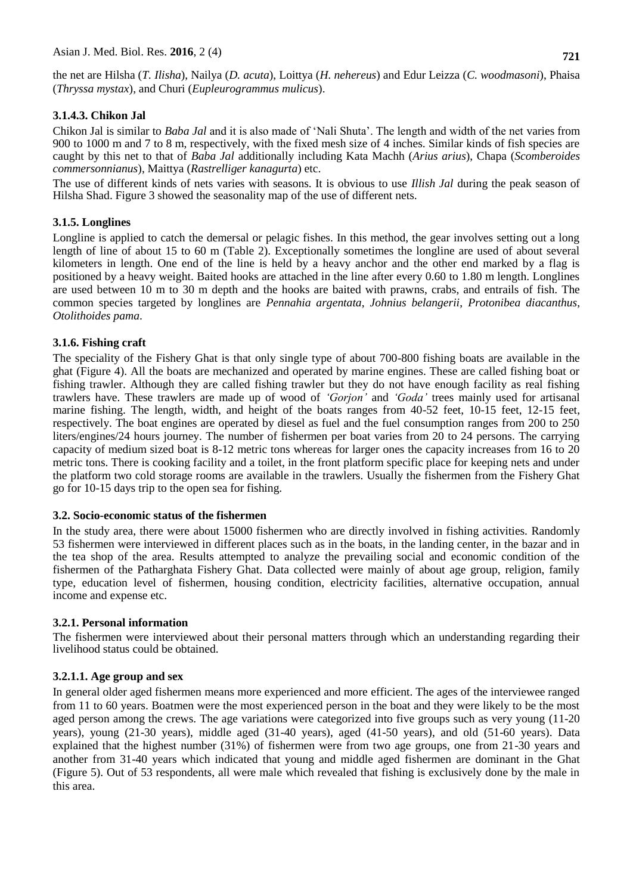the net are Hilsha (*T. Ilisha*), Nailya (*D. acuta*), Loittya (*H. nehereus*) and Edur Leizza (*C. woodmasoni*), Phaisa (*Thryssa mystax*), and Churi (*Eupleurogrammus mulicus*).

#### 3.1.4.3. Chikon Jal

Chikon Jal is similar to *Baba Jal* and it is also made of 'Nali Shuta'. The length and width of the net varies from 900 to 1000 m and 7 to 8 m, respectively, with the fixed mesh size of 4 inches. Similar kinds of fish species are caught by this net to that of *Baba Jal* additionally including Kata Machh (*Arius arius*), Chapa (*Scomberoides commersonnianus*), Maittya (*Rastrelliger kanagurta*) etc.

The use of different kinds of nets varies with seasons. It is obvious to use *Illish Jal* during the peak season of Hilsha Shad. Figure 3 showed the seasonality map of the use of different nets.

### 3.1.5. Longlines

Longline is applied to catch the demersal or pelagic fishes. In this method, the gear involves setting out a long length of line of about 15 to 60 m (Table 2). Exceptionally sometimes the longline are used of about several kilometers in length. One end of the line is held by a heavy anchor and the other end marked by a flag is positioned by a heavy weight. Baited hooks are attached in the line after every 0.60 to 1.80 m length. Longlines are used between 10 m to 30 m depth and the hooks are baited with prawns, crabs, and entrails of fish. The common species targeted by longlines are *Pennahia argentata*, *Johnius belangerii*, *Protonibea diacanthus*, *Otolithoides pama*.

### 3.1.6. Fishing craft

The speciality of the Fishery Ghat is that only single type of about 700-800 fishing boats are available in the ghat (Figure 4). All the boats are mechanized and operated by marine engines. These are called fishing boat or fishing trawler. Although they are called fishing trawler but they do not have enough facility as real fishing trawlers have. These trawlers are made up of wood of *'Gorjon'* and *'Goda'* trees mainly used for artisanal marine fishing. The length, width, and height of the boats ranges from 40-52 feet, 10-15 feet, 12-15 feet, respectively. The boat engines are operated by diesel as fuel and the fuel consumption ranges from 200 to 250 liters/engines/24 hours journey. The number of fishermen per boat varies from 20 to 24 persons. The carrying capacity of medium sized boat is 8-12 metric tons whereas for larger ones the capacity increases from 16 to 20 metric tons. There is cooking facility and a toilet, in the front platform specific place for keeping nets and under the platform two cold storage rooms are available in the trawlers. Usually the fishermen from the Fishery Ghat go for 10-15 days trip to the open sea for fishing.

## 3.2. Socio-economic status of the fishermen

In the study area, there were about 15000 fishermen who are directly involved in fishing activities. Randomly 53 fishermen were interviewed in different places such as in the boats, in the landing center, in the bazar and in the tea shop of the area. Results attempted to analyze the prevailing social and economic condition of the fishermen of the Patharghata Fishery Ghat. Data collected were mainly of about age group, religion, family type, education level of fishermen, housing condition, electricity facilities, alternative occupation, annual income and expense etc.

### 3.2.1. Personal information

The fishermen were interviewed about their personal matters through which an understanding regarding their livelihood status could be obtained.

#### 3.2.1.1. Age group and sex

In general older aged fishermen means more experienced and more efficient. The ages of the interviewee ranged from 11 to 60 years. Boatmen were the most experienced person in the boat and they were likely to be the most aged person among the crews. The age variations were categorized into five groups such as very young (11-20 years), young (21-30 years), middle aged (31-40 years), aged (41-50 years), and old (51-60 years). Data explained that the highest number (31%) of fishermen were from two age groups, one from 21-30 years and another from 31-40 years which indicated that young and middle aged fishermen are dominant in the Ghat (Figure 5). Out of 53 respondents, all were male which revealed that fishing is exclusively done by the male in this area.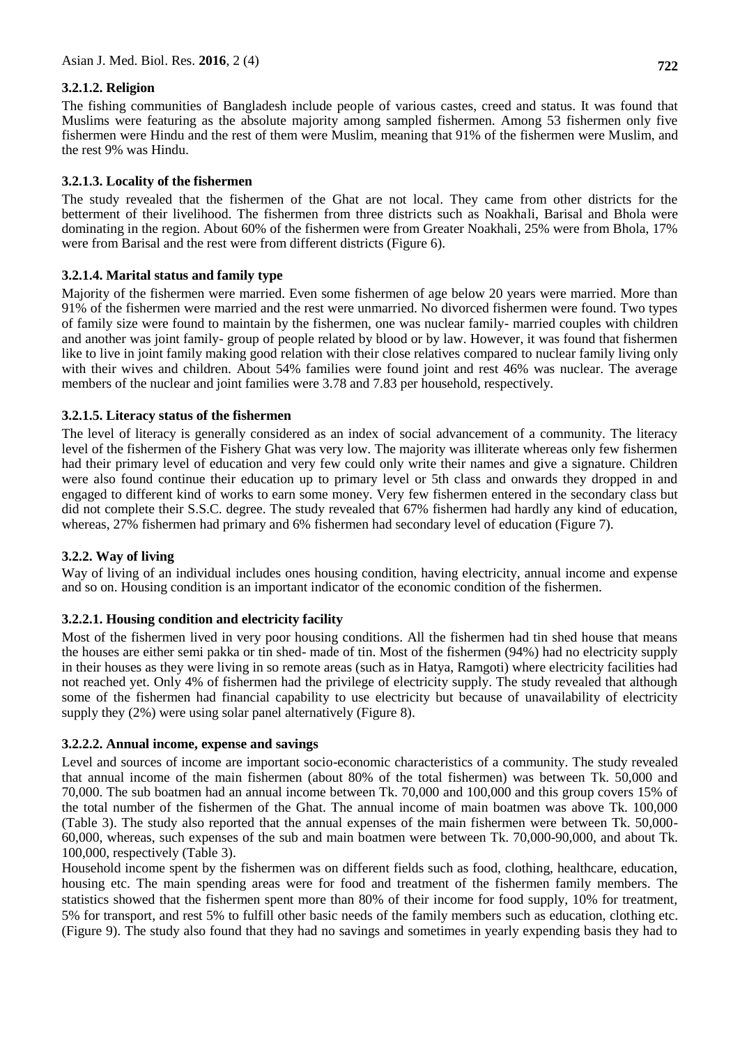### 3.2.1.2. Religion

The fishing communities of Bangladesh include people of various castes, creed and status. It was found that Muslims were featuring as the absolute majority among sampled fishermen. Among 53 fishermen only five fishermen were Hindu and the rest of them were Muslim, meaning that 91% of the fishermen were Muslim, and the rest 9% was Hindu.

### 3.2.1.3. Locality of the fishermen

The study revealed that the fishermen of the Ghat are not local. They came from other districts for the betterment of their livelihood. The fishermen from three districts such as Noakhali, Barisal and Bhola were dominating in the region. About 60% of the fishermen were from Greater Noakhali, 25% were from Bhola, 17% were from Barisal and the rest were from different districts (Figure 6).

### 3.2.1.4. Marital status and family type

Majority of the fishermen were married. Even some fishermen of age below 20 years were married. More than 91% of the fishermen were married and the rest were unmarried. No divorced fishermen were found. Two types of family size were found to maintain by the fishermen, one was nuclear family- married couples with children and another was joint family- group of people related by blood or by law. However, it was found that fishermen like to live in joint family making good relation with their close relatives compared to nuclear family living only with their wives and children. About 54% families were found joint and rest 46% was nuclear. The average members of the nuclear and joint families were 3.78 and 7.83 per household, respectively.

### 3.2.1.5. Literacy status of the fishermen

The level of literacy is generally considered as an index of social advancement of a community. The literacy level of the fishermen of the Fishery Ghat was very low. The majority was illiterate whereas only few fishermen had their primary level of education and very few could only write their names and give a signature. Children were also found continue their education up to primary level or 5th class and onwards they dropped in and engaged to different kind of works to earn some money. Very few fishermen entered in the secondary class but did not complete their S.S.C. degree. The study revealed that 67% fishermen had hardly any kind of education, whereas, 27% fishermen had primary and 6% fishermen had secondary level of education (Figure 7).

### 3.2.2. Way of living

Way of living of an individual includes ones housing condition, having electricity, annual income and expense and so on. Housing condition is an important indicator of the economic condition of the fishermen.

### 3.2.2.1. Housing condition and electricity facility

Most of the fishermen lived in very poor housing conditions. All the fishermen had tin shed house that means the houses are either semi pakka or tin shed- made of tin. Most of the fishermen (94%) had no electricity supply in their houses as they were living in so remote areas (such as in Hatya, Ramgoti) where electricity facilities had not reached yet. Only 4% of fishermen had the privilege of electricity supply. The study revealed that although some of the fishermen had financial capability to use electricity but because of unavailability of electricity supply they (2%) were using solar panel alternatively (Figure 8).

### 3.2.2.2. Annual income, expense and savings

Level and sources of income are important socio-economic characteristics of a community. The study revealed that annual income of the main fishermen (about 80% of the total fishermen) was between Tk. 50,000 and 70,000. The sub boatmen had an annual income between Tk. 70,000 and 100,000 and this group covers 15% of the total number of the fishermen of the Ghat. The annual income of main boatmen was above Tk. 100,000 (Table 3). The study also reported that the annual expenses of the main fishermen were between Tk. 50,000-60,000, whereas, such expenses of the sub and main boatmen were between Tk. 70,000-90,000, and about Tk. 100,000, respectively (Table 3).

Household income spent by the fishermen was on different fields such as food, clothing, healthcare, education, housing etc. The main spending areas were for food and treatment of the fishermen family members. The statistics showed that the fishermen spent more than 80% of their income for food supply, 10% for treatment, 5% for transport, and rest 5% to fulfill other basic needs of the family members such as education, clothing etc. (Figure 9). The study also found that they had no savings and sometimes in yearly expending basis they had to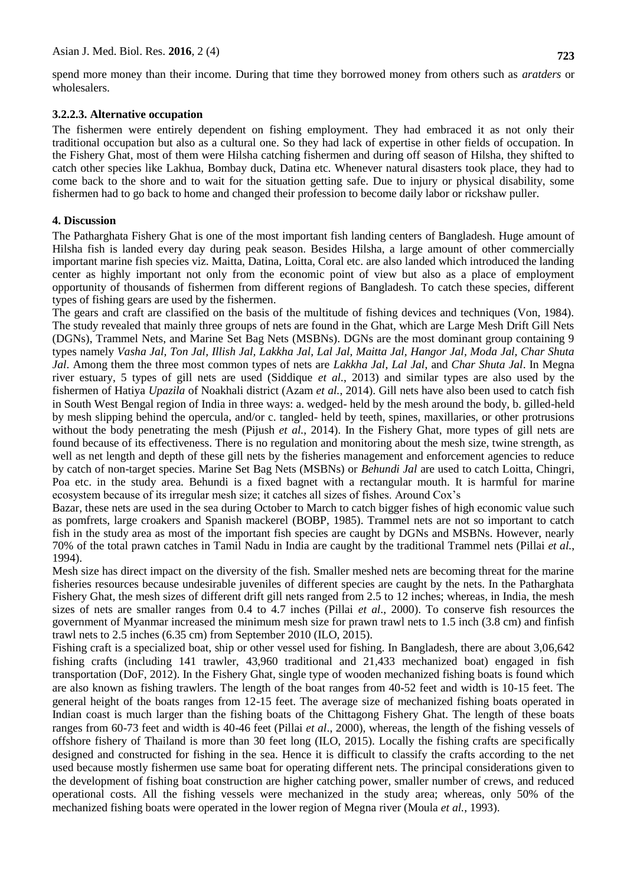spend more money than their income. During that time they borrowed money from others such as *aratders* or wholesalers.

### 3.2.2.3. Alternative occupation

The fishermen were entirely dependent on fishing employment. They had embraced it as not only their traditional occupation but also as a cultural one. So they had lack of expertise in other fields of occupation. In the Fishery Ghat, most of them were Hilsha catching fishermen and during off season of Hilsha, they shifted to catch other species like Lakhua, Bombay duck, Datina etc. Whenever natural disasters took place, they had to come back to the shore and to wait for the situation getting safe. Due to injury or physical disability, some fishermen had to go back to home and changed their profession to become daily labor or rickshaw puller.

## 4. Discussion

The Patharghata Fishery Ghat is one of the most important fish landing centers of Bangladesh. Huge amount of Hilsha fish is landed every day during peak season. Besides Hilsha, a large amount of other commercially important marine fish species viz. Maitta, Datina, Loitta, Coral etc. are also landed which introduced the landing center as highly important not only from the economic point of view but also as a place of employment opportunity of thousands of fishermen from different regions of Bangladesh. To catch these species, different types of fishing gears are used by the fishermen.

The gears and craft are classified on the basis of the multitude of fishing devices and techniques (Von, 1984). The study revealed that mainly three groups of nets are found in the Ghat, which are Large Mesh Drift Gill Nets (DGNs), Trammel Nets, and Marine Set Bag Nets (MSBNs). DGNs are the most dominant group containing 9 types namely *Vasha Jal, Ton Jal, Illish Jal, Lakkha Jal, Lal Jal, Maitta Jal, Hangor Jal, Moda Jal, Char Shuta Jal*. Among them the three most common types of nets are *Lakkha Jal*, *Lal Jal*, and *Char Shuta Jal*. In Megna river estuary, 5 types of gill nets are used (Siddique *et al.*, 2013) and similar types are also used by the fishermen of Hatiya *Upazila* of Noakhali district (Azam *et al.*, 2014). Gill nets have also been used to catch fish in South West Bengal region of India in three ways: a. wedged- held by the mesh around the body, b. gilled-held by mesh slipping behind the opercula, and/or c. tangled- held by teeth, spines, maxillaries, or other protrusions without the body penetrating the mesh (Pijush *et al.*, 2014). In the Fishery Ghat, more types of gill nets are found because of its effectiveness. There is no regulation and monitoring about the mesh size, twine strength, as well as net length and depth of these gill nets by the fisheries management and enforcement agencies to reduce by catch of non-target species. Marine Set Bag Nets (MSBNs) or *Behundi Jal* are used to catch Loitta, Chingri, Poa etc. in the study area. Behundi is a fixed bagnet with a rectangular mouth. It is harmful for marine ecosystem because of its irregular mesh size; it catches all sizes of fishes. Around Cox's Bazar, these nets are used in the sea during October to March to catch bigger fishes of high economic value such as pomfrets, large croakers and Spanish mackerel (BOBP, 1985). Trammel nets are not so important to catch fish in the study area as most of the important fish species are caught by DGNs and MSBNs. However, nearly 70% of the total prawn catches in Tamil Nadu in India are caught by the traditional Trammel nets (Pillai *et al.*, 1994).

Mesh size has direct impact on the diversity of the fish. Smaller meshed nets are becoming threat for the marine fisheries resources because undesirable juveniles of different species are caught by the nets. In the Patharghata Fishery Ghat, the mesh sizes of different drift gill nets ranged from 2.5 to 12 inches; whereas, in India, the mesh sizes of nets are smaller ranges from 0.4 to 4.7 inches (Pillai *et al*., 2000). To conserve fish resources the government of Myanmar increased the minimum mesh size for prawn trawl nets to 1.5 inch (3.8 cm) and finfish trawl nets to 2.5 inches (6.35 cm) from September 2010 (ILO, 2015).

Fishing craft is a specialized boat, ship or other vessel used for fishing. In Bangladesh, there are about 3,06,642 fishing crafts (including 141 trawler, 43,960 traditional and 21,433 mechanized boat) engaged in fish transportation (DoF, 2012). In the Fishery Ghat, single type of wooden mechanized fishing boats is found which are also known as fishing trawlers. The length of the boat ranges from 40-52 feet and width is 10-15 feet. The general height of the boats ranges from 12-15 feet. The average size of mechanized fishing boats operated in Indian coast is much larger than the fishing boats of the Chittagong Fishery Ghat. The length of these boats ranges from 60-73 feet and width is 40-46 feet (Pillai *et al*., 2000), whereas, the length of the fishing vessels of offshore fishery of Thailand is more than 30 feet long (ILO, 2015). Locally the fishing crafts are specifically designed and constructed for fishing in the sea. Hence it is difficult to classify the crafts according to the net used because mostly fishermen use same boat for operating different nets. The principal considerations given to the development of fishing boat construction are higher catching power, smaller number of crews, and reduced operational costs. All the fishing vessels were mechanized in the study area; whereas, only 50% of the mechanized fishing boats were operated in the lower region of Megna river (Moula *et al.*, 1993).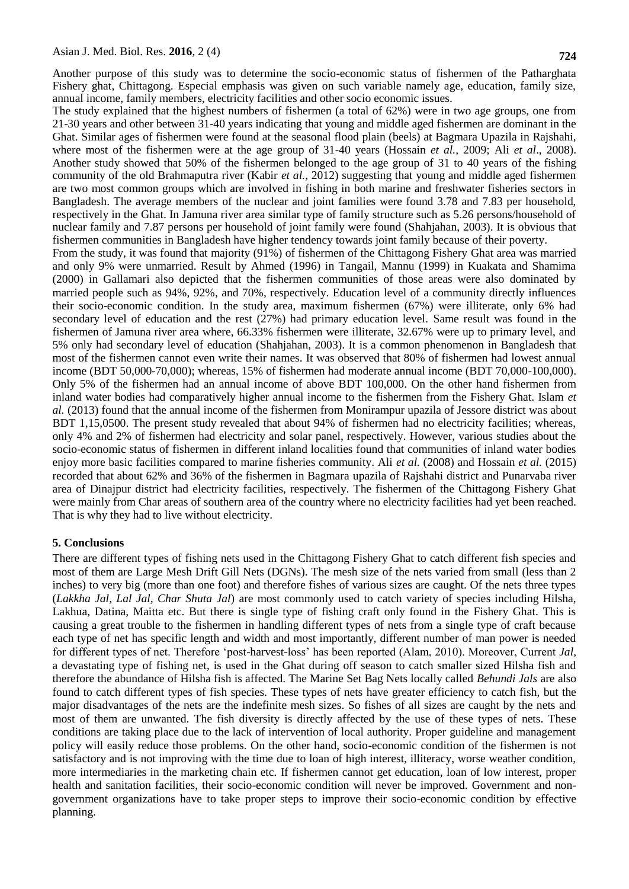Another purpose of this study was to determine the socio-economic status of fishermen of the Patharghata Fishery ghat, Chittagong. Especial emphasis was given on such variable namely age, education, family size, annual income, family members, electricity facilities and other socio economic issues.

The study explained that the highest numbers of fishermen (a total of 62%) were in two age groups, one from 21-30 years and other between 31-40 years indicating that young and middle aged fishermen are dominant in the Ghat. Similar ages of fishermen were found at the seasonal flood plain (beels) at Bagmara Upazila in Rajshahi, where most of the fishermen were at the age group of 31-40 years (Hossain *et al.*, 2009; Ali *et al*., 2008). Another study showed that 50% of the fishermen belonged to the age group of 31 to 40 years of the fishing community of the old Brahmaputra river (Kabir *et al.*, 2012) suggesting that young and middle aged fishermen are two most common groups which are involved in fishing in both marine and freshwater fisheries sectors in Bangladesh. The average members of the nuclear and joint families were found 3.78 and 7.83 per household, respectively in the Ghat. In Jamuna river area similar type of family structure such as 5.26 persons/household of nuclear family and 7.87 persons per household of joint family were found (Shahjahan, 2003). It is obvious that fishermen communities in Bangladesh have higher tendency towards joint family because of their poverty.

From the study, it was found that majority (91%) of fishermen of the Chittagong Fishery Ghat area was married and only 9% were unmarried. Result by Ahmed (1996) in Tangail, Mannu (1999) in Kuakata and Shamima (2000) in Gallamari also depicted that the fishermen communities of those areas were also dominated by married people such as 94%, 92%, and 70%, respectively. Education level of a community directly influences their socio-economic condition. In the study area, maximum fishermen (67%) were illiterate, only 6% had secondary level of education and the rest (27%) had primary education level. Same result was found in the fishermen of Jamuna river area where, 66.33% fishermen were illiterate, 32.67% were up to primary level, and 5% only had secondary level of education (Shahjahan, 2003). It is a common phenomenon in Bangladesh that most of the fishermen cannot even write their names. It was observed that 80% of fishermen had lowest annual income (BDT 50,000-70,000); whereas, 15% of fishermen had moderate annual income (BDT 70,000-100,000). Only 5% of the fishermen had an annual income of above BDT 100,000. On the other hand fishermen from inland water bodies had comparatively higher annual income to the fishermen from the Fishery Ghat. Islam *et al.* (2013) found that the annual income of the fishermen from Monirampur upazila of Jessore district was about BDT 1,15,0500. The present study revealed that about 94% of fishermen had no electricity facilities; whereas, only 4% and 2% of fishermen had electricity and solar panel, respectively. However, various studies about the socio-economic status of fishermen in different inland localities found that communities of inland water bodies enjoy more basic facilities compared to marine fisheries community. Ali *et al.* (2008) and Hossain *et al.* (2015) recorded that about 62% and 36% of the fishermen in Bagmara upazila of Rajshahi district and Punarvaba river area of Dinajpur district had electricity facilities, respectively. The fishermen of the Chittagong Fishery Ghat were mainly from Char areas of southern area of the country where no electricity facilities had yet been reached. That is why they had to live without electricity.

## 5. Conclusions

There are different types of fishing nets used in the Chittagong Fishery Ghat to catch different fish species and most of them are Large Mesh Drift Gill Nets (DGNs). The mesh size of the nets varied from small (less than 2 inches) to very big (more than one foot) and therefore fishes of various sizes are caught. Of the nets three types (*Lakkha Jal, Lal Jal, Char Shuta Jal*) are most commonly used to catch variety of species including Hilsha, Lakhua, Datina, Maitta etc. But there is single type of fishing craft only found in the Fishery Ghat. This is causing a great trouble to the fishermen in handling different types of nets from a single type of craft because each type of net has specific length and width and most importantly, different number of man power is needed for different types of net. Therefore 'post-harvest-loss' has been reported (Alam, 2010). Moreover, Current *Jal*, a devastating type of fishing net, is used in the Ghat during off season to catch smaller sized Hilsha fish and therefore the abundance of Hilsha fish is affected. The Marine Set Bag Nets locally called *Behundi Jals* are also found to catch different types of fish species. These types of nets have greater efficiency to catch fish, but the major disadvantages of the nets are the indefinite mesh sizes. So fishes of all sizes are caught by the nets and most of them are unwanted. The fish diversity is directly affected by the use of these types of nets. These conditions are taking place due to the lack of intervention of local authority. Proper guideline and management policy will easily reduce those problems. On the other hand, socio-economic condition of the fishermen is not satisfactory and is not improving with the time due to loan of high interest, illiteracy, worse weather condition, more intermediaries in the marketing chain etc. If fishermen cannot get education, loan of low interest, proper health and sanitation facilities, their socio-economic condition will never be improved. Government and non-government organizations have to take proper steps to improve their socio-economic condition by effective planning.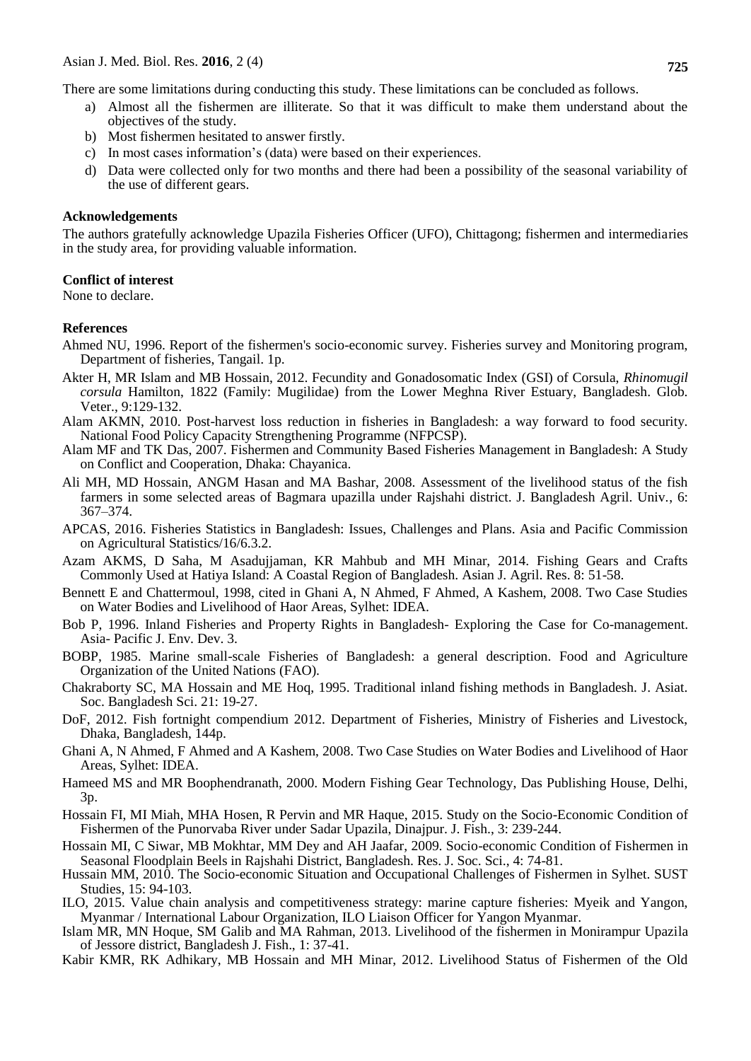There are some limitations during conducting this study. These limitations can be concluded as follows.

a) Almost all the fishermen are illiterate. So that it was difficult to make them understand about the objectives of the study.
b) Most fishermen hesitated to answer firstly.
c) In most cases information's (data) were based on their experiences.
d) Data were collected only for two months and there had been a possibility of the seasonal variability of the use of different gears.

**Acknowledgements**

The authors gratefully acknowledge Upazila Fisheries Officer (UFO), Chittagong; fishermen and intermediaries in the study area, for providing valuable information.

**Conflict of interest**

None to declare.

**References**

Ahmed NU, 1996. Report of the fishermen's socio-economic survey. Fisheries survey and Monitoring program, Department of fisheries, Tangail. 1p.

Akter H, MR Islam and MB Hossain, 2012. Fecundity and Gonadosomatic Index (GSI) of Corsula, *Rhinomugil corsula* Hamilton, 1822 (Family: Mugilidae) from the Lower Meghna River Estuary, Bangladesh. Glob. Veter., 9:129-132.

Alam AKMN, 2010. Post-harvest loss reduction in fisheries in Bangladesh: a way forward to food security. National Food Policy Capacity Strengthening Programme (NFPCSP).

Alam MF and TK Das, 2007. Fishermen and Community Based Fisheries Management in Bangladesh: A Study on Conflict and Cooperation, Dhaka: Chayanica.

Ali MH, MD Hossain, ANGM Hasan and MA Bashar, 2008. Assessment of the livelihood status of the fish farmers in some selected areas of Bagmara upazilla under Rajshahi district. J. Bangladesh Agril. Univ., 6: 367–374.

APCAS, 2016. Fisheries Statistics in Bangladesh: Issues, Challenges and Plans. Asia and Pacific Commission on Agricultural Statistics/16/6.3.2.

Azam AKMS, D Saha, M Asadujjaman, KR Mahbub and MH Minar, 2014. Fishing Gears and Crafts Commonly Used at Hatiya Island: A Coastal Region of Bangladesh. Asian J. Agril. Res. 8: 51-58.

Bennett E and Chattermoul, 1998, cited in Ghani A, N Ahmed, F Ahmed, A Kashem, 2008. Two Case Studies on Water Bodies and Livelihood of Haor Areas, Sylhet: IDEA.

Bob P, 1996. Inland Fisheries and Property Rights in Bangladesh- Exploring the Case for Co-management. Asia- Pacific J. Env. Dev. 3.

BOBP, 1985. Marine small-scale Fisheries of Bangladesh: a general description. Food and Agriculture Organization of the United Nations (FAO).

Chakraborty SC, MA Hossain and ME Hoq, 1995. Traditional inland fishing methods in Bangladesh. J. Asiat. Soc. Bangladesh Sci. 21: 19-27.

DoF, 2012. Fish fortnight compendium 2012. Department of Fisheries, Ministry of Fisheries and Livestock, Dhaka, Bangladesh, 144p.

Ghani A, N Ahmed, F Ahmed and A Kashem, 2008. Two Case Studies on Water Bodies and Livelihood of Haor Areas, Sylhet: IDEA.

Hameed MS and MR Boophendranath, 2000. Modern Fishing Gear Technology, Das Publishing House, Delhi, 3p.

Hossain FI, MI Miah, MHA Hosen, R Pervin and MR Haque, 2015. Study on the Socio-Economic Condition of Fishermen of the Punorvaba River under Sadar Upazila, Dinajpur. J. Fish., 3: 239-244.

Hossain MI, C Siwar, MB Mokhtar, MM Dey and AH Jaafar, 2009. Socio-economic Condition of Fishermen in Seasonal Floodplain Beels in Rajshahi District, Bangladesh. Res. J. Soc. Sci., 4: 74-81.

Hussain MM, 2010. The Socio-economic Situation and Occupational Challenges of Fishermen in Sylhet. SUST Studies, 15: 94-103.

ILO, 2015. Value chain analysis and competitiveness strategy: marine capture fisheries: Myeik and Yangon, Myanmar / International Labour Organization, ILO Liaison Officer for Yangon Myanmar.

Islam MR, MN Hoque, SM Galib and MA Rahman, 2013. Livelihood of the fishermen in Monirampur Upazila of Jessore district, Bangladesh J. Fish., 1: 37-41.

Kabir KMR, RK Adhikary, MB Hossain and MH Minar, 2012. Livelihood Status of Fishermen of the Old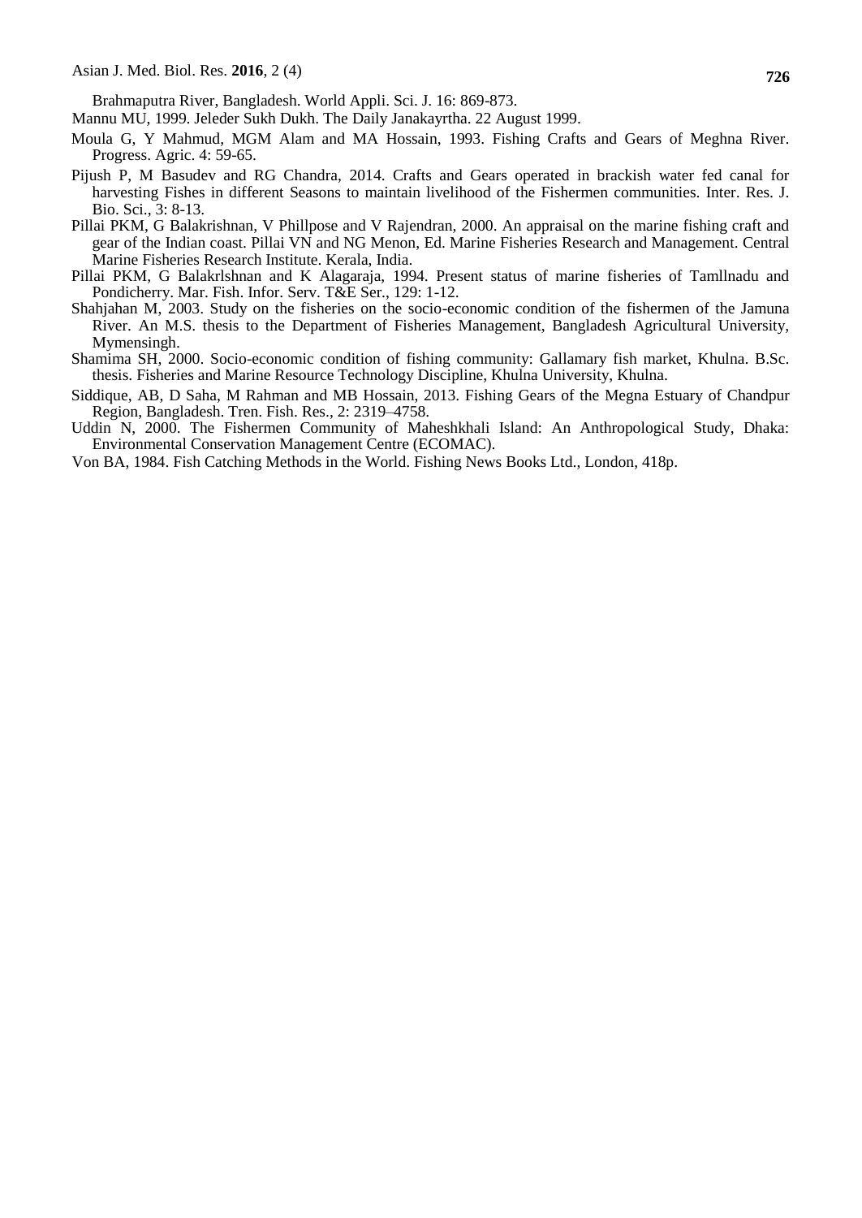Brahmaputra River, Bangladesh. World Appli. Sci. J. 16: 869-873.

Mannu MU, 1999. Jeleder Sukh Dukh. The Daily Janakayrtha. 22 August 1999.

Moula G, Y Mahmud, MGM Alam and MA Hossain, 1993. Fishing Crafts and Gears of Meghna River. Progress. Agric. 4: 59-65.

Pijush P, M Basudev and RG Chandra, 2014. Crafts and Gears operated in brackish water fed canal for harvesting Fishes in different Seasons to maintain livelihood of the Fishermen communities. Inter. Res. J. Bio. Sci., 3: 8-13.

Pillai PKM, G Balakrishnan, V Phillpose and V Rajendran, 2000. An appraisal on the marine fishing craft and gear of the Indian coast. Pillai VN and NG Menon, Ed. Marine Fisheries Research and Management. Central Marine Fisheries Research Institute. Kerala, India.

Pillai PKM, G Balakrlshnan and K Alagaraja, 1994. Present status of marine fisheries of Tamllnadu and Pondicherry. Mar. Fish. Infor. Serv. T&E Ser., 129: 1-12.

Shahjahan M, 2003. Study on the fisheries on the socio-economic condition of the fishermen of the Jamuna River. An M.S. thesis to the Department of Fisheries Management, Bangladesh Agricultural University, Mymensingh.

Shamima SH, 2000. Socio-economic condition of fishing community: Gallamary fish market, Khulna. B.Sc. thesis. Fisheries and Marine Resource Technology Discipline, Khulna University, Khulna.

Siddique, AB, D Saha, M Rahman and MB Hossain, 2013. Fishing Gears of the Megna Estuary of Chandpur Region, Bangladesh. Tren. Fish. Res., 2: 2319–4758.

Uddin N, 2000. The Fishermen Community of Maheshkhali Island: An Anthropological Study, Dhaka: Environmental Conservation Management Centre (ECOMAC).

Von BA, 1984. Fish Catching Methods in the World. Fishing News Books Ltd., London, 418p.